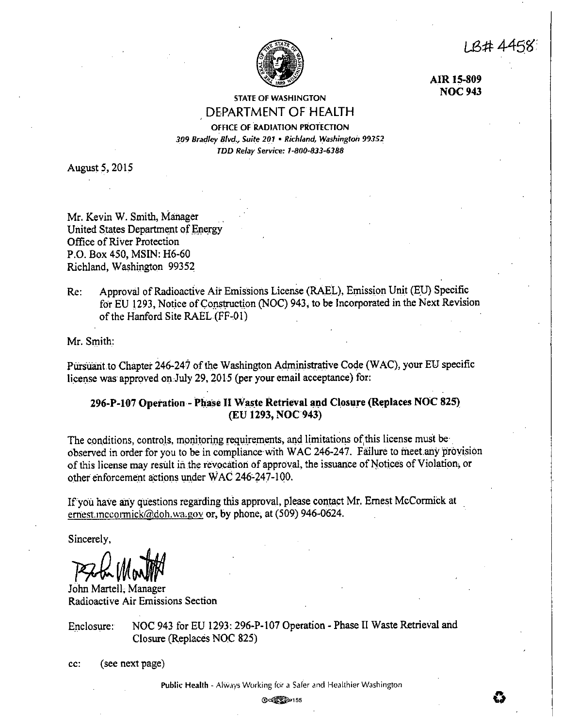LB# 4458

**AIR 15-809**
**NOC 943**

STATE OF WASHINGTON

# DEPARTMENT OF HEALTH

OFFICE OF RADIATION PROTECTION

*309 Bradley Blvd., Suite 201 • Richland, Washington 99352*

*TDD Relay Service: 1-800-833-6388*

August 5, 2015

Mr. Kevin W. Smith, Manager
United States Department of Energy
Office of River Protection
P.O. Box 450, MSIN: H6-60
Richland, Washington 99352

Re: Approval of Radioactive Air Emissions License (RAEL), Emission Unit (EU) Specific for EU 1293, Notice of Construction (NOC) 943, to be Incorporated in the Next Revision of the Hanford Site RAEL (FF-01)

Mr. Smith:

Pursuant to Chapter 246-247 of the Washington Administrative Code (WAC), your EU specific license was approved on July 29, 2015 (per your email acceptance) for:

**296-P-107 Operation - Phase II Waste Retrieval and Closure (Replaces NOC 825)**
**(EU 1293, NOC 943)**

The conditions, controls, monitoring requirements, and limitations of this license must be observed in order for you to be in compliance with WAC 246-247. Failure to meet any provision of this license may result in the revocation of approval, the issuance of Notices of Violation, or other enforcement actions under WAC 246-247-100.

If you have any questions regarding this approval, please contact Mr. Ernest McCormick at ernest.mccormick@doh.wa.gov or, by phone, at (509) 946-0624.

Sincerely,

John Martell, Manager
Radioactive Air Emissions Section

Enclosure: NOC 943 for EU 1293: 296-P-107 Operation - Phase II Waste Retrieval and Closure (Replaces NOC 825)

cc: (see next page)

Public Health - Always Working for a Safer and Healthier Washington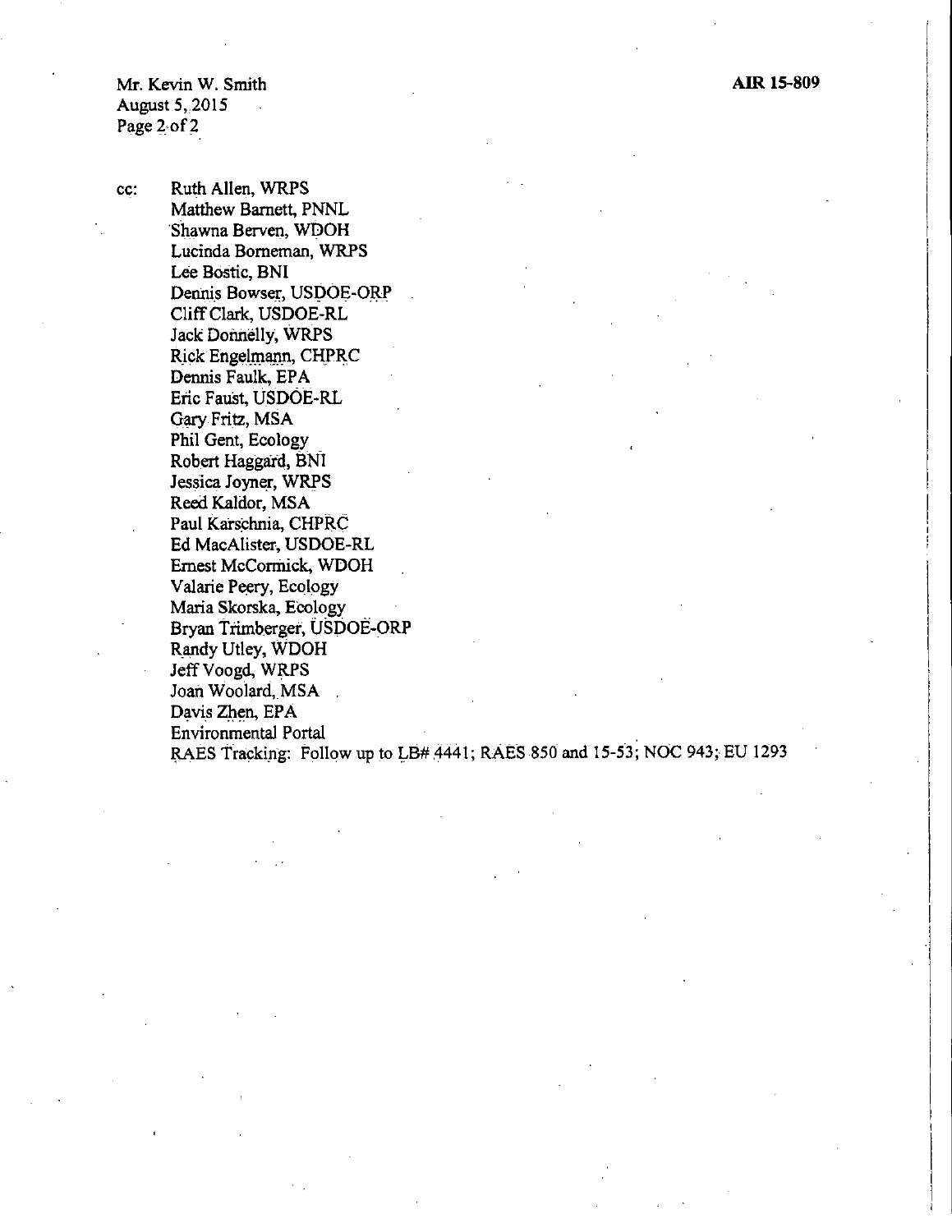Mr. Kevin W. Smith
August 5, 2015
Page 2 of 2

**AIR 15-809**

cc: Ruth Allen, WRPS
Matthew Barnett, PNNL
Shawna Berven, WDOH
Lucinda Borneman, WRPS
Lee Bostic, BNI
Dennis Bowser, USDOE-ORP
Cliff Clark, USDOE-RL
Jack Donnelly, WRPS
Rick Engelmann, CHPRC
Dennis Faulk, EPA
Eric Faust, USDOE-RL
Gary Fritz, MSA
Phil Gent, Ecology
Robert Haggard, BNI
Jessica Joyner, WRPS
Reed Kaldor, MSA
Paul Karschnia, CHPRC
Ed MacAlister, USDOE-RL
Ernest McCormick, WDOH
Valarie Peery, Ecology
Maria Skorska, Ecology
Bryan Trimberger, USDOE-ORP
Randy Utley, WDOH
Jeff Voogd, WRPS
Joan Woolard, MSA
Davis Zhen, EPA
Environmental Portal
RAES Tracking: Follow up to LB# 4441; RAES 850 and 15-53; NOC 943; EU 1293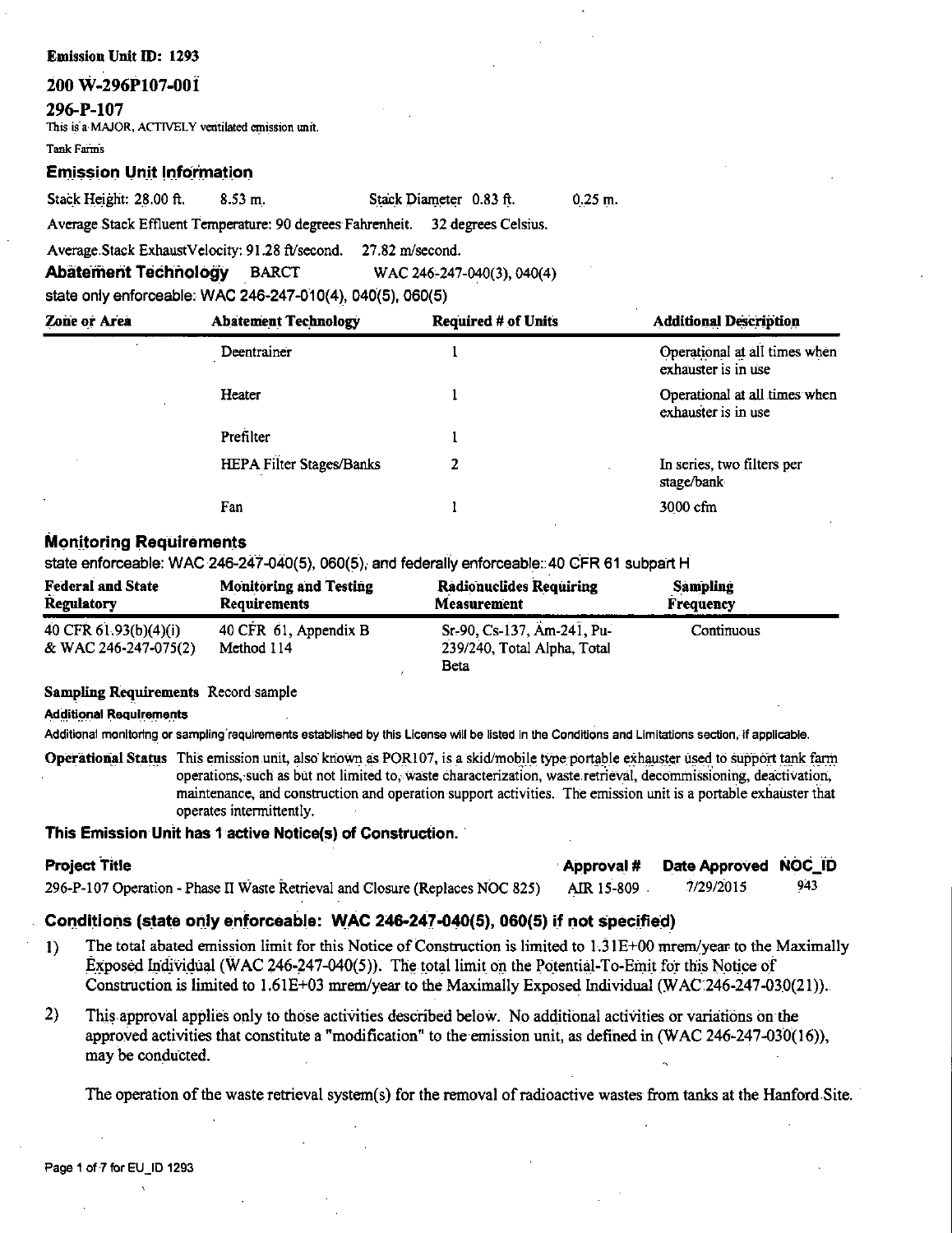**Emission Unit ID: 1293**

## 200 W-296P107-001

## 296-P-107

This is a MAJOR, ACTIVELY ventilated emission unit.

Tank Farms

### Emission Unit Information

Stack Height: 28.00 ft. 8.53 m. Stack Diameter 0.83 ft. 0.25 m.

Average Stack Effluent Temperature: 90 degrees Fahrenheit. 32 degrees Celsius.

Average Stack Exhaust Velocity: 91.28 ft/second. 27.82 m/second.

**Abatement Technology** BARCT WAC 246-247-040(3), 040(4)

state only enforceable: WAC 246-247-010(4), 040(5), 060(5)

| Zone or Area | Abatement Technology | Required # of Units | Additional Description |
|---|---|---|---|
| | Deentrainer | 1 | Operational at all times when exhauster is in use |
| | Heater | 1 | Operational at all times when exhauster is in use |
| | Prefilter | 1 | |
| | HEPA Filter Stages/Banks | 2 | In series, two filters per stage/bank |
| | Fan | 1 | 3000 cfm |

### Monitoring Requirements

state enforceable: WAC 246-247-040(5), 060(5), and federally enforceable: 40 CFR 61 subpart H

| Federal and State Regulatory | Monitoring and Testing Requirements | Radionuclides Requiring Measurement | Sampling Frequency |
|---|---|---|---|
| 40 CFR 61.93(b)(4)(i) & WAC 246-247-075(2) | 40 CFR 61, Appendix B Method 114 | Sr-90, Cs-137, Am-241, Pu-239/240, Total Alpha, Total Beta | Continuous |

**Sampling Requirements** Record sample

**Additional Requirements**

Additional monitoring or sampling requirements established by this License will be listed in the Conditions and Limitations section, if applicable.

**Operational Status** This emission unit, also known as POR107, is a skid/mobile type portable exhauster used to support tank farm operations, such as but not limited to, waste characterization, waste retrieval, decommissioning, deactivation, maintenance, and construction and operation support activities. The emission unit is a portable exhauster that operates intermittently.

**This Emission Unit has 1 active Notice(s) of Construction.**

| Project Title | Approval # | Date Approved | NOC_ID |
|---|---|---|---|
| 296-P-107 Operation - Phase II Waste Retrieval and Closure (Replaces NOC 825) | AIR 15-809 | 7/29/2015 | 943 |

### Conditions (state only enforceable: WAC 246-247-040(5), 060(5) if not specified)

1) The total abated emission limit for this Notice of Construction is limited to 1.31E+00 mrem/year to the Maximally Exposed Individual (WAC 246-247-040(5)). The total limit on the Potential-To-Emit for this Notice of Construction is limited to 1.61E+03 mrem/year to the Maximally Exposed Individual (WAC 246-247-030(21)).

2) This approval applies only to those activities described below. No additional activities or variations on the approved activities that constitute a "modification" to the emission unit, as defined in (WAC 246-247-030(16)), may be conducted.

   The operation of the waste retrieval system(s) for the removal of radioactive wastes from tanks at the Hanford Site.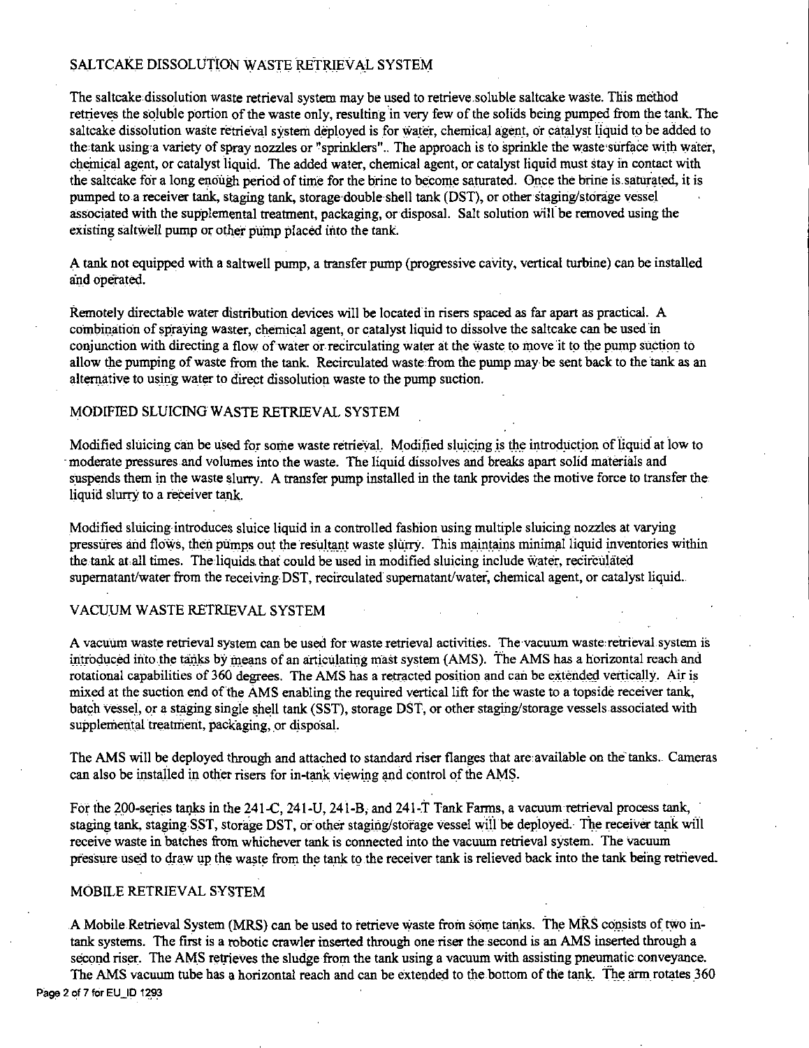## SALTCAKE DISSOLUTION WASTE RETRIEVAL SYSTEM

The saltcake dissolution waste retrieval system may be used to retrieve soluble saltcake waste. This method retrieves the soluble portion of the waste only, resulting in very few of the solids being pumped from the tank. The saltcake dissolution waste retrieval system deployed is for water, chemical agent, or catalyst liquid to be added to the tank using a variety of spray nozzles or "sprinklers". The approach is to sprinkle the waste surface with water, chemical agent, or catalyst liquid. The added water, chemical agent, or catalyst liquid must stay in contact with the saltcake for a long enough period of time for the brine to become saturated. Once the brine is saturated, it is pumped to a receiver tank, staging tank, storage double shell tank (DST), or other staging/storage vessel associated with the supplemental treatment, packaging, or disposal. Salt solution will be removed using the existing saltwell pump or other pump placed into the tank.

A tank not equipped with a saltwell pump, a transfer pump (progressive cavity, vertical turbine) can be installed and operated.

Remotely directable water distribution devices will be located in risers spaced as far apart as practical. A combination of spraying waster, chemical agent, or catalyst liquid to dissolve the saltcake can be used in conjunction with directing a flow of water or recirculating water at the waste to move it to the pump suction to allow the pumping of waste from the tank. Recirculated waste from the pump may be sent back to the tank as an alternative to using water to direct dissolution waste to the pump suction.

## MODIFIED SLUICING WASTE RETRIEVAL SYSTEM

Modified sluicing can be used for some waste retrieval. Modified sluicing is the introduction of liquid at low to moderate pressures and volumes into the waste. The liquid dissolves and breaks apart solid materials and suspends them in the waste slurry. A transfer pump installed in the tank provides the motive force to transfer the liquid slurry to a receiver tank.

Modified sluicing introduces sluice liquid in a controlled fashion using multiple sluicing nozzles at varying pressures and flows, then pumps out the resultant waste slurry. This maintains minimal liquid inventories within the tank at all times. The liquids that could be used in modified sluicing include water, recirculated supernatant/water from the receiving DST, recirculated supernatant/water, chemical agent, or catalyst liquid.

## VACUUM WASTE RETRIEVAL SYSTEM

A vacuum waste retrieval system can be used for waste retrieval activities. The vacuum waste retrieval system is introduced into the tanks by means of an articulating mast system (AMS). The AMS has a horizontal reach and rotational capabilities of 360 degrees. The AMS has a retracted position and can be extended vertically. Air is mixed at the suction end of the AMS enabling the required vertical lift for the waste to a topside receiver tank, batch vessel, or a staging single shell tank (SST), storage DST, or other staging/storage vessels associated with supplemental treatment, packaging, or disposal.

The AMS will be deployed through and attached to standard riser flanges that are available on the tanks. Cameras can also be installed in other risers for in-tank viewing and control of the AMS.

For the 200-series tanks in the 241-C, 241-U, 241-B, and 241-T Tank Farms, a vacuum retrieval process tank, staging tank, staging SST, storage DST, or other staging/storage vessel will be deployed. The receiver tank will receive waste in batches from whichever tank is connected into the vacuum retrieval system. The vacuum pressure used to draw up the waste from the tank to the receiver tank is relieved back into the tank being retrieved.

## MOBILE RETRIEVAL SYSTEM

A Mobile Retrieval System (MRS) can be used to retrieve waste from some tanks. The MRS consists of two in-tank systems. The first is a robotic crawler inserted through one riser the second is an AMS inserted through a second riser. The AMS retrieves the sludge from the tank using a vacuum with assisting pneumatic conveyance. The AMS vacuum tube has a horizontal reach and can be extended to the bottom of the tank. The arm rotates 360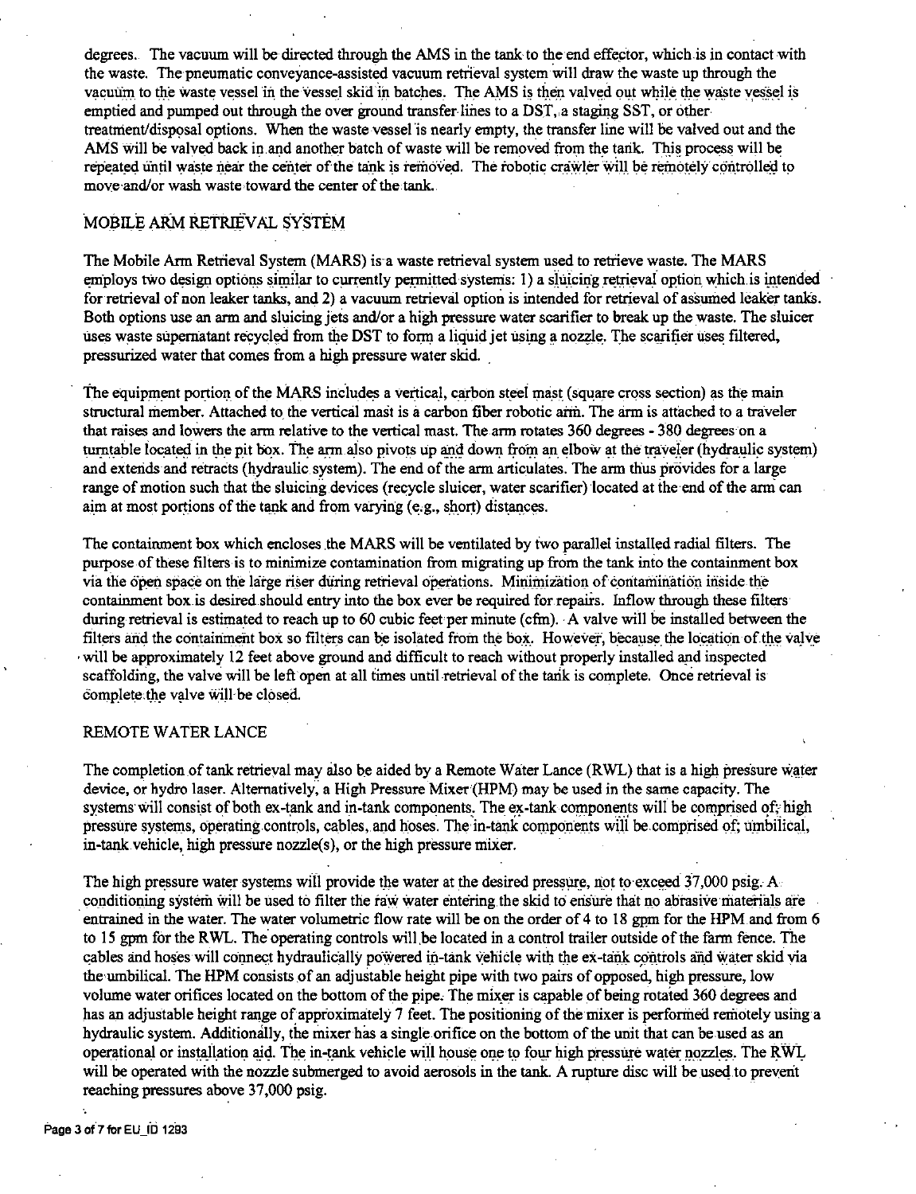degrees. The vacuum will be directed through the AMS in the tank to the end effector, which is in contact with the waste. The pneumatic conveyance-assisted vacuum retrieval system will draw the waste up through the vacuum to the waste vessel in the vessel skid in batches. The AMS is then valved out while the waste vessel is emptied and pumped out through the over ground transfer lines to a DST, a staging SST, or other treatment/disposal options. When the waste vessel is nearly empty, the transfer line will be valved out and the AMS will be valved back in and another batch of waste will be removed from the tank. This process will be repeated until waste near the center of the tank is removed. The robotic crawler will be remotely controlled to move and/or wash waste toward the center of the tank.

## MOBILE ARM RETRIEVAL SYSTEM

The Mobile Arm Retrieval System (MARS) is a waste retrieval system used to retrieve waste. The MARS employs two design options similar to currently permitted systems: 1) a sluicing retrieval option which is intended for retrieval of non leaker tanks, and 2) a vacuum retrieval option is intended for retrieval of assumed leaker tanks. Both options use an arm and sluicing jets and/or a high pressure water scarifier to break up the waste. The sluicer uses waste supernatant recycled from the DST to form a liquid jet using a nozzle. The scarifier uses filtered, pressurized water that comes from a high pressure water skid.

The equipment portion of the MARS includes a vertical, carbon steel mast (square cross section) as the main structural member. Attached to the vertical mast is a carbon fiber robotic arm. The arm is attached to a traveler that raises and lowers the arm relative to the vertical mast. The arm rotates 360 degrees - 380 degrees on a turntable located in the pit box. The arm also pivots up and down from an elbow at the traveler (hydraulic system) and extends and retracts (hydraulic system). The end of the arm articulates. The arm thus provides for a large range of motion such that the sluicing devices (recycle sluicer, water scarifier) located at the end of the arm can aim at most portions of the tank and from varying (e.g., short) distances.

The containment box which encloses the MARS will be ventilated by two parallel installed radial filters. The purpose of these filters is to minimize contamination from migrating up from the tank into the containment box via the open space on the large riser during retrieval operations. Minimization of contamination inside the containment box is desired should entry into the box ever be required for repairs. Inflow through these filters during retrieval is estimated to reach up to 60 cubic feet per minute (cfm). A valve will be installed between the filters and the containment box so filters can be isolated from the box. However, because the location of the valve will be approximately 12 feet above ground and difficult to reach without properly installed and inspected scaffolding, the valve will be left open at all times until retrieval of the tank is complete. Once retrieval is complete the valve will be closed.

## REMOTE WATER LANCE

The completion of tank retrieval may also be aided by a Remote Water Lance (RWL) that is a high pressure water device, or hydro laser. Alternatively, a High Pressure Mixer (HPM) may be used in the same capacity. The systems will consist of both ex-tank and in-tank components. The ex-tank components will be comprised of; high pressure systems, operating controls, cables, and hoses. The in-tank components will be comprised of; umbilical, in-tank vehicle, high pressure nozzle(s), or the high pressure mixer.

The high pressure water systems will provide the water at the desired pressure, not to exceed 37,000 psig. A conditioning system will be used to filter the raw water entering the skid to ensure that no abrasive materials are entrained in the water. The water volumetric flow rate will be on the order of 4 to 18 gpm for the HPM and from 6 to 15 gpm for the RWL. The operating controls will be located in a control trailer outside of the farm fence. The cables and hoses will connect hydraulically powered in-tank vehicle with the ex-tank controls and water skid via the umbilical. The HPM consists of an adjustable height pipe with two pairs of opposed, high pressure, low volume water orifices located on the bottom of the pipe. The mixer is capable of being rotated 360 degrees and has an adjustable height range of approximately 7 feet. The positioning of the mixer is performed remotely using a hydraulic system. Additionally, the mixer has a single orifice on the bottom of the unit that can be used as an operational or installation aid. The in-tank vehicle will house one to four high pressure water nozzles. The RWL will be operated with the nozzle submerged to avoid aerosols in the tank. A rupture disc will be used to prevent reaching pressures above 37,000 psig.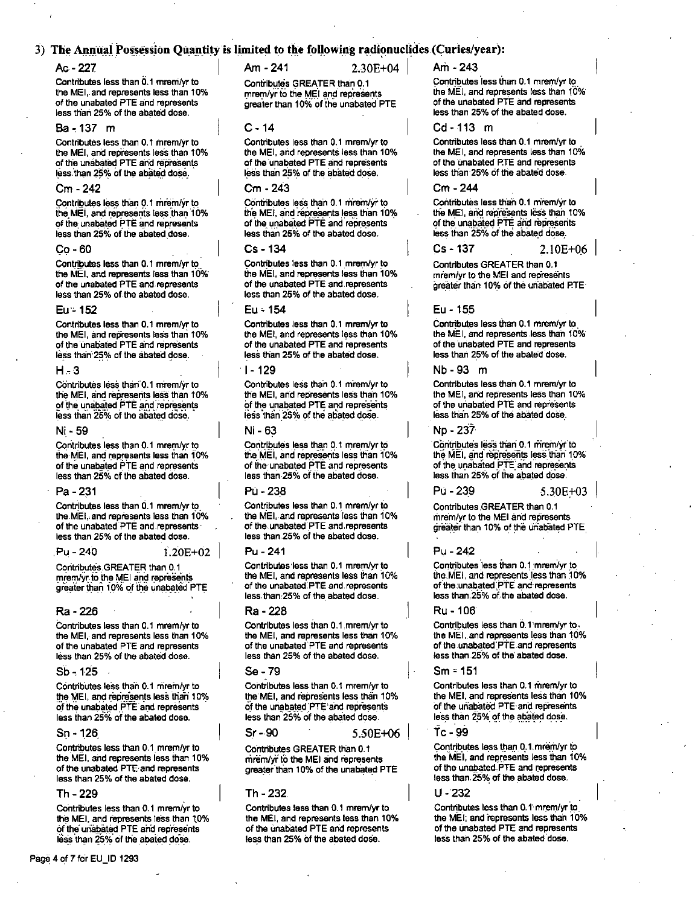3) **The Annual Possession Quantity is limited to the following radionuclides (Curies/year):**

**Ac - 227**

Contributes less than 0.1 mrem/yr to the MEI, and represents less than 10% of the unabated PTE and represents less than 25% of the abated dose.

**Am - 241** 2.30E+04

Contributes GREATER than 0.1 mrem/yr to the MEI and represents greater than 10% of the unabated PTE

**Am - 243**

Contributes less than 0.1 mrem/yr to the MEI, and represents less than 10% of the unabated PTE and represents less than 25% of the abated dose.

**Ba - 137 m**

Contributes less than 0.1 mrem/yr to the MEI, and represents less than 10% of the unabated PTE and represents less than 25% of the abated dose.

**C - 14**

Contributes less than 0.1 mrem/yr to the MEI, and represents less than 10% of the unabated PTE and represents less than 25% of the abated dose.

**Cd - 113 m**

Contributes less than 0.1 mrem/yr to the MEI, and represents less than 10% of the unabated PTE and represents less than 25% of the abated dose.

**Cm - 242**

Contributes less than 0.1 mrem/yr to the MEI, and represents less than 10% of the unabated PTE and represents less than 25% of the abated dose.

**Cm - 243**

Contributes less than 0.1 mrem/yr to the MEI, and represents less than 10% of the unabated PTE and represents less than 25% of the abated dose.

**Cm - 244**

Contributes less than 0.1 mrem/yr to the MEI, and represents less than 10% of the unabated PTE and represents less than 25% of the abated dose.

**Co - 60**

Contributes less than 0.1 mrem/yr to the MEI, and represents less than 10% of the unabated PTE and represents less than 25% of the abated dose.

**Cs - 134**

Contributes less than 0.1 mrem/yr to the MEI, and represents less than 10% of the unabated PTE and represents less than 25% of the abated dose.

**Cs - 137** 2.10E+06

Contributes GREATER than 0.1 mrem/yr to the MEI and represents greater than 10% of the unabated PTE

**Eu - 152**

Contributes less than 0.1 mrem/yr to the MEI, and represents less than 10% of the unabated PTE and represents less than 25% of the abated dose.

**Eu - 154**

Contributes less than 0.1 mrem/yr to the MEI, and represents less than 10% of the unabated PTE and represents less than 25% of the abated dose.

**Eu - 155**

Contributes less than 0.1 mrem/yr to the MEI, and represents less than 10% of the unabated PTE and represents less than 25% of the abated dose.

**H - 3**

Contributes less than 0.1 mrem/yr to the MEI, and represents less than 10% of the unabated PTE and represents less than 25% of the abated dose.

**I - 129**

Contributes less than 0.1 mrem/yr to the MEI, and represents less than 10% of the unabated PTE and represents less than 25% of the abated dose.

**Nb - 93 m**

Contributes less than 0.1 mrem/yr to the MEI, and represents less than 10% of the unabated PTE and represents less than 25% of the abated dose.

**Ni - 59**

Contributes less than 0.1 mrem/yr to the MEI, and represents less than 10% of the unabated PTE and represents less than 25% of the abated dose.

**Ni - 63**

Contributes less than 0.1 mrem/yr to the MEI, and represents less than 10% of the unabated PTE and represents less than 25% of the abated dose.

**Np - 237**

Contributes less than 0.1 mrem/yr to the MEI, and represents less than 10% of the unabated PTE and represents less than 25% of the abated dose.

**Pa - 231**

Contributes less than 0.1 mrem/yr to the MEI, and represents less than 10% of the unabated PTE and represents less than 25% of the abated dose.

**Pu - 238**

Contributes less than 0.1 mrem/yr to the MEI, and represents less than 10% of the unabated PTE and represents less than 25% of the abated dose.

**Pu - 239** 5.30E+03

Contributes GREATER than 0.1 mrem/yr to the MEI and represents greater than 10% of the unabated PTE

**Pu - 240** 1.20E+02

Contributes GREATER than 0.1 mrem/yr to the MEI and represents greater than 10% of the unabated PTE

**Pu - 241**

Contributes less than 0.1 mrem/yr to the MEI, and represents less than 10% of the unabated PTE and represents less than 25% of the abated dose.

**Pu - 242**

Contributes less than 0.1 mrem/yr to the MEI, and represents less than 10% of the unabated PTE and represents less than 25% of the abated dose.

**Ra - 226**

Contributes less than 0.1 mrem/yr to the MEI, and represents less than 10% of the unabated PTE and represents less than 25% of the abated dose.

**Ra - 228**

Contributes less than 0.1 mrem/yr to the MEI, and represents less than 10% of the unabated PTE and represents less than 25% of the abated dose.

**Ru - 106**

Contributes less than 0.1 mrem/yr to the MEI, and represents less than 10% of the unabated PTE and represents less than 25% of the abated dose.

**Sb - 125**

Contributes less than 0.1 mrem/yr to the MEI, and represents less than 10% of the unabated PTE and represents less than 25% of the abated dose.

**Se - 79**

Contributes less than 0.1 mrem/yr to the MEI, and represents less than 10% of the unabated PTE and represents less than 25% of the abated dose.

**Sm - 151**

Contributes less than 0.1 mrem/yr to the MEI, and represents less than 10% of the unabated PTE and represents less than 25% of the abated dose.

**Sn - 126**

Contributes less than 0.1 mrem/yr to the MEI, and represents less than 10% of the unabated PTE and represents less than 25% of the abated dose.

**Sr - 90** 5.50E+06

Contributes GREATER than 0.1 mrem/yr to the MEI and represents greater than 10% of the unabated PTE

**Tc - 99**

Contributes less than 0.1 mrem/yr to the MEI, and represents less than 10% of the unabated PTE and represents less than 25% of the abated dose.

**Th - 229**

Contributes less than 0.1 mrem/yr to the MEI, and represents less than 10% of the unabated PTE and represents less than 25% of the abated dose.

**Th - 232**

Contributes less than 0.1 mrem/yr to the MEI, and represents less than 10% of the unabated PTE and represents less than 25% of the abated dose.

**U - 232**

Contributes less than 0.1 mrem/yr to the MEI, and represents less than 10% of the unabated PTE and represents less than 25% of the abated dose.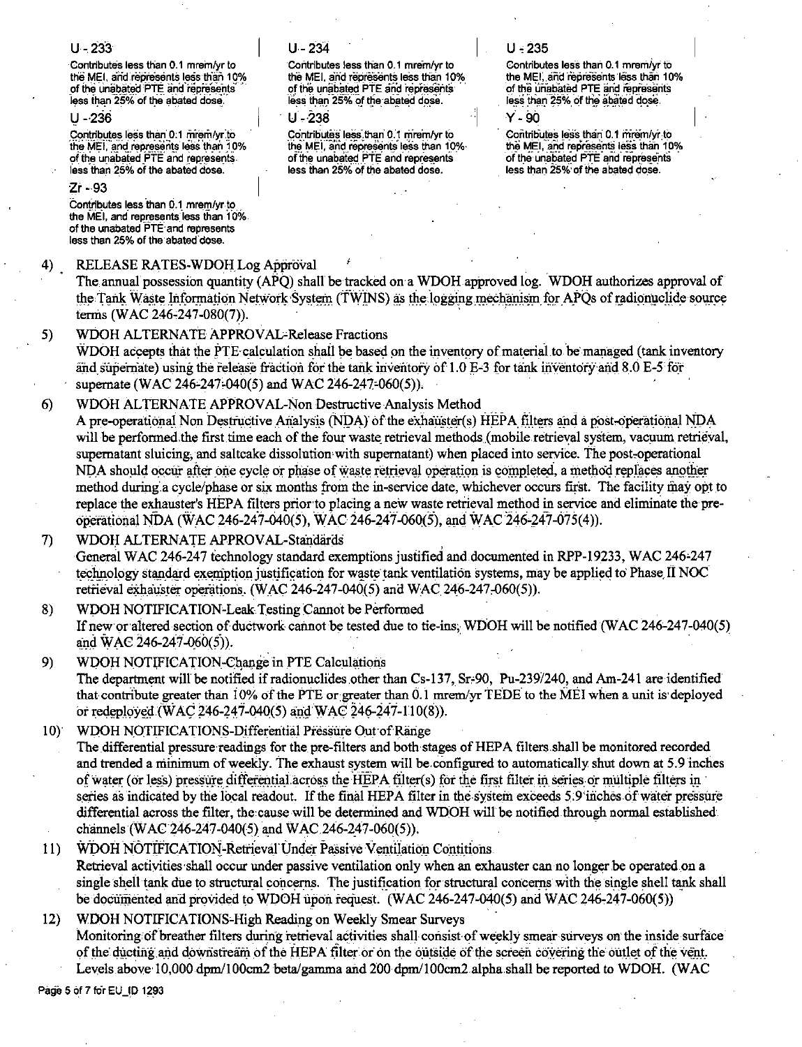**U - 233**

Contributes less than 0.1 mrem/yr to the MEI, and represents less than 10% of the unabated PTE and represents less than 25% of the abated dose.

**U - 234**

Contributes less than 0.1 mrem/yr to the MEI, and represents less than 10% of the unabated PTE and represents less than 25% of the abated dose.

**U - 235**

Contributes less than 0.1 mrem/yr to the MEI, and represents less than 10% of the unabated PTE and represents less than 25% of the abated dose.

**U - 236**

Contributes less than 0.1 mrem/yr to the MEI, and represents less than 10% of the unabated PTE and represents less than 25% of the abated dose.

**U - 238**

Contributes less than 0.1 mrem/yr to the MEI, and represents less than 10% of the unabated PTE and represents less than 25% of the abated dose.

**Y - 90**

Contributes less than 0.1 mrem/yr to the MEI, and represents less than 10% of the unabated PTE and represents less than 25% of the abated dose.

**Zr - 93**

Contributes less than 0.1 mrem/yr to the MEI, and represents less than 10% of the unabated PTE and represents less than 25% of the abated dose.

4) RELEASE RATES-WDOH Log Approval

The annual possession quantity (APQ) shall be tracked on a WDOH approved log. WDOH authorizes approval of the Tank Waste Information Network System (TWINS) as the logging mechanism for APQs of radionuclide source terms (WAC 246-247-080(7)).

5) WDOH ALTERNATE APPROVAL-Release Fractions

WDOH accepts that the PTE calculation shall be based on the inventory of material to be managed (tank inventory and supernate) using the release fraction for the tank inventory of 1.0 E-3 for tank inventory and 8.0 E-5 for supernate (WAC 246-247-040(5) and WAC 246-247-060(5)).

6) WDOH ALTERNATE APPROVAL-Non Destructive Analysis Method

A pre-operational Non Destructive Analysis (NDA) of the exhauster(s) HEPA filters and a post-operational NDA will be performed the first time each of the four waste retrieval methods (mobile retrieval system, vacuum retrieval, supernatant sluicing, and saltcake dissolution with supernatant) when placed into service. The post-operational NDA should occur after one cycle or phase of waste retrieval operation is completed, a method replaces another method during a cycle/phase or six months from the in-service date, whichever occurs first. The facility may opt to replace the exhauster's HEPA filters prior to placing a new waste retrieval method in service and eliminate the pre-operational NDA (WAC 246-247-040(5), WAC 246-247-060(5), and WAC 246-247-075(4)).

7) WDOH ALTERNATE APPROVAL-Standards

General WAC 246-247 technology standard exemptions justified and documented in RPP-19233, WAC 246-247 technology standard exemption justification for waste tank ventilation systems, may be applied to Phase II NOC retrieval exhauster operations. (WAC 246-247-040(5) and WAC 246-247-060(5)).

8) WDOH NOTIFICATION-Leak Testing Cannot be Performed

If new or altered section of ductwork cannot be tested due to tie-ins, WDOH will be notified (WAC 246-247-040(5) and WAC 246-247-060(5)).

9) WDOH NOTIFICATION-Change in PTE Calculations

The department will be notified if radionuclides other than Cs-137, Sr-90, Pu-239/240, and Am-241 are identified that contribute greater than 10% of the PTE or greater than 0.1 mrem/yr TEDE to the MEI when a unit is deployed or redeployed (WAC 246-247-040(5) and WAC 246-247-110(8)).

10) WDOH NOTIFICATIONS-Differential Pressure Out of Range

The differential pressure readings for the pre-filters and both stages of HEPA filters shall be monitored recorded and trended a minimum of weekly. The exhaust system will be configured to automatically shut down at 5.9 inches of water (or less) pressure differential across the HEPA filter(s) for the first filter in series or multiple filters in series as indicated by the local readout. If the final HEPA filter in the system exceeds 5.9 inches of water pressure differential across the filter, the cause will be determined and WDOH will be notified through normal established channels (WAC 246-247-040(5) and WAC 246-247-060(5)).

11) WDOH NOTIFICATION-Retrieval Under Passive Ventilation Contitions

Retrieval activities shall occur under passive ventilation only when an exhauster can no longer be operated on a single shell tank due to structural concerns. The justification for structural concerns with the single shell tank shall be documented and provided to WDOH upon request. (WAC 246-247-040(5) and WAC 246-247-060(5))

12) WDOH NOTIFICATIONS-High Reading on Weekly Smear Surveys

Monitoring of breather filters during retrieval activities shall consist of weekly smear surveys on the inside surface of the ducting and downstream of the HEPA filter or on the outside of the screen covering the outlet of the vent. Levels above 10,000 dpm/100cm2 beta/gamma and 200 dpm/100cm2 alpha shall be reported to WDOH. (WAC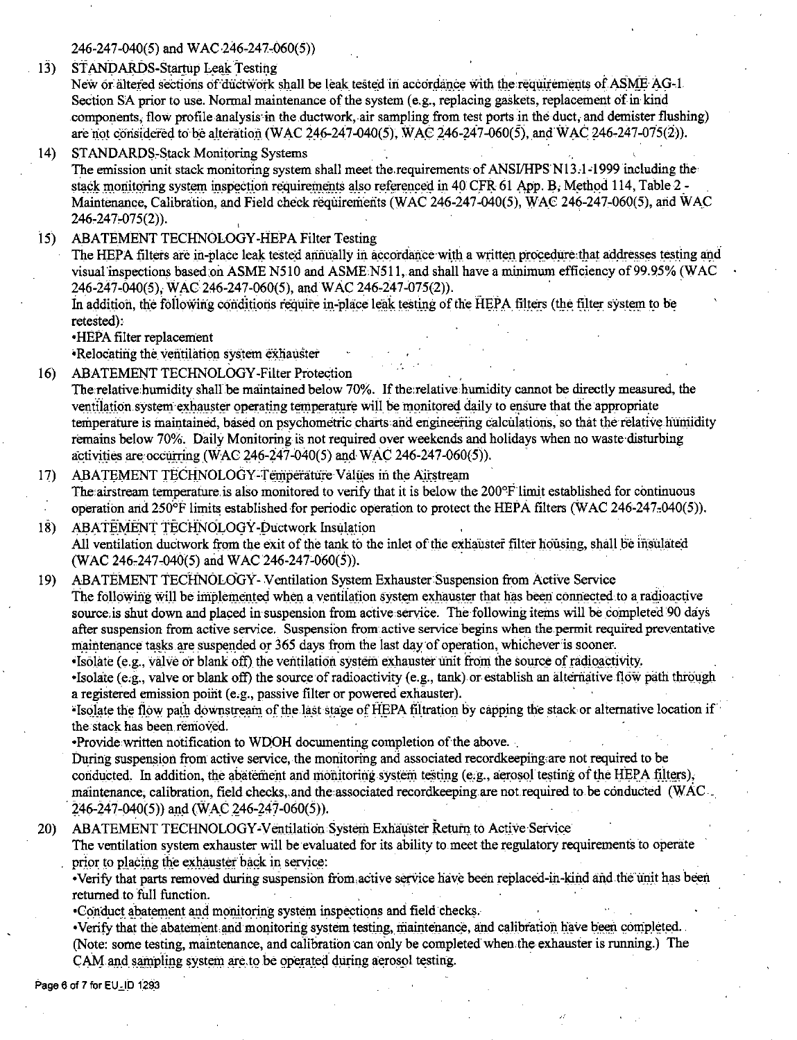246-247-040(5) and WAC 246-247-060(5))

13) STANDARDS-Startup Leak Testing
New or altered sections of ductwork shall be leak tested in accordance with the requirements of ASME AG-1 Section SA prior to use. Normal maintenance of the system (e.g., replacing gaskets, replacement of in kind components, flow profile analysis in the ductwork, air sampling from test ports in the duct, and demister flushing) are not considered to be alteration (WAC 246-247-040(5), WAC 246-247-060(5), and WAC 246-247-075(2)).

14) STANDARDS-Stack Monitoring Systems
The emission unit stack monitoring system shall meet the requirements of ANSI/HPS N13.1-1999 including the stack monitoring system inspection requirements also referenced in 40 CFR 61 App. B, Method 114, Table 2 - Maintenance, Calibration, and Field check requirements (WAC 246-247-040(5), WAC 246-247-060(5), and WAC 246-247-075(2)).

15) ABATEMENT TECHNOLOGY-HEPA Filter Testing
The HEPA filters are in-place leak tested annually in accordance with a written procedure that addresses testing and visual inspections based on ASME N510 and ASME N511, and shall have a minimum efficiency of 99.95% (WAC 246-247-040(5), WAC 246-247-060(5), and WAC 246-247-075(2)).
In addition, the following conditions require in-place leak testing of the HEPA filters (the filter system to be retested):
•HEPA filter replacement
•Relocating the ventilation system exhauster

16) ABATEMENT TECHNOLOGY-Filter Protection
The relative humidity shall be maintained below 70%. If the relative humidity cannot be directly measured, the ventilation system exhauster operating temperature will be monitored daily to ensure that the appropriate temperature is maintained, based on psychometric charts and engineering calculations, so that the relative humidity remains below 70%. Daily Monitoring is not required over weekends and holidays when no waste disturbing activities are occurring (WAC 246-247-040(5) and WAC 246-247-060(5)).

17) ABATEMENT TECHNOLOGY-Temperature Values in the Airstream
The airstream temperature is also monitored to verify that it is below the 200°F limit established for continuous operation and 250°F limits established for periodic operation to protect the HEPA filters (WAC 246-247-040(5)).

18) ABATEMENT TECHNOLOGY-Ductwork Insulation
All ventilation ductwork from the exit of the tank to the inlet of the exhauster filter housing, shall be insulated (WAC 246-247-040(5) and WAC 246-247-060(5)).

19) ABATEMENT TECHNOLOGY- Ventilation System Exhauster Suspension from Active Service
The following will be implemented when a ventilation system exhauster that has been connected to a radioactive source is shut down and placed in suspension from active service. The following items will be completed 90 days after suspension from active service. Suspension from active service begins when the permit required preventative maintenance tasks are suspended or 365 days from the last day of operation, whichever is sooner.
•Isolate (e.g., valve or blank off) the ventilation system exhauster unit from the source of radioactivity.
•Isolate (e.g., valve or blank off) the source of radioactivity (e.g., tank) or establish an alternative flow path through a registered emission point (e.g., passive filter or powered exhauster).
•Isolate the flow path downstream of the last stage of HEPA filtration by capping the stack or alternative location if the stack has been removed.
•Provide written notification to WDOH documenting completion of the above.
During suspension from active service, the monitoring and associated recordkeeping are not required to be conducted. In addition, the abatement and monitoring system testing (e.g., aerosol testing of the HEPA filters), maintenance, calibration, field checks, and the associated recordkeeping are not required to be conducted (WAC 246-247-040(5)) and (WAC 246-247-060(5)).

20) ABATEMENT TECHNOLOGY-Ventilation System Exhauster Return to Active Service
The ventilation system exhauster will be evaluated for its ability to meet the regulatory requirements to operate prior to placing the exhauster back in service:
•Verify that parts removed during suspension from active service have been replaced-in-kind and the unit has been returned to full function.
•Conduct abatement and monitoring system inspections and field checks.
•Verify that the abatement and monitoring system testing, maintenance, and calibration have been completed. (Note: some testing, maintenance, and calibration can only be completed when the exhauster is running.) The CAM and sampling system are to be operated during aerosol testing.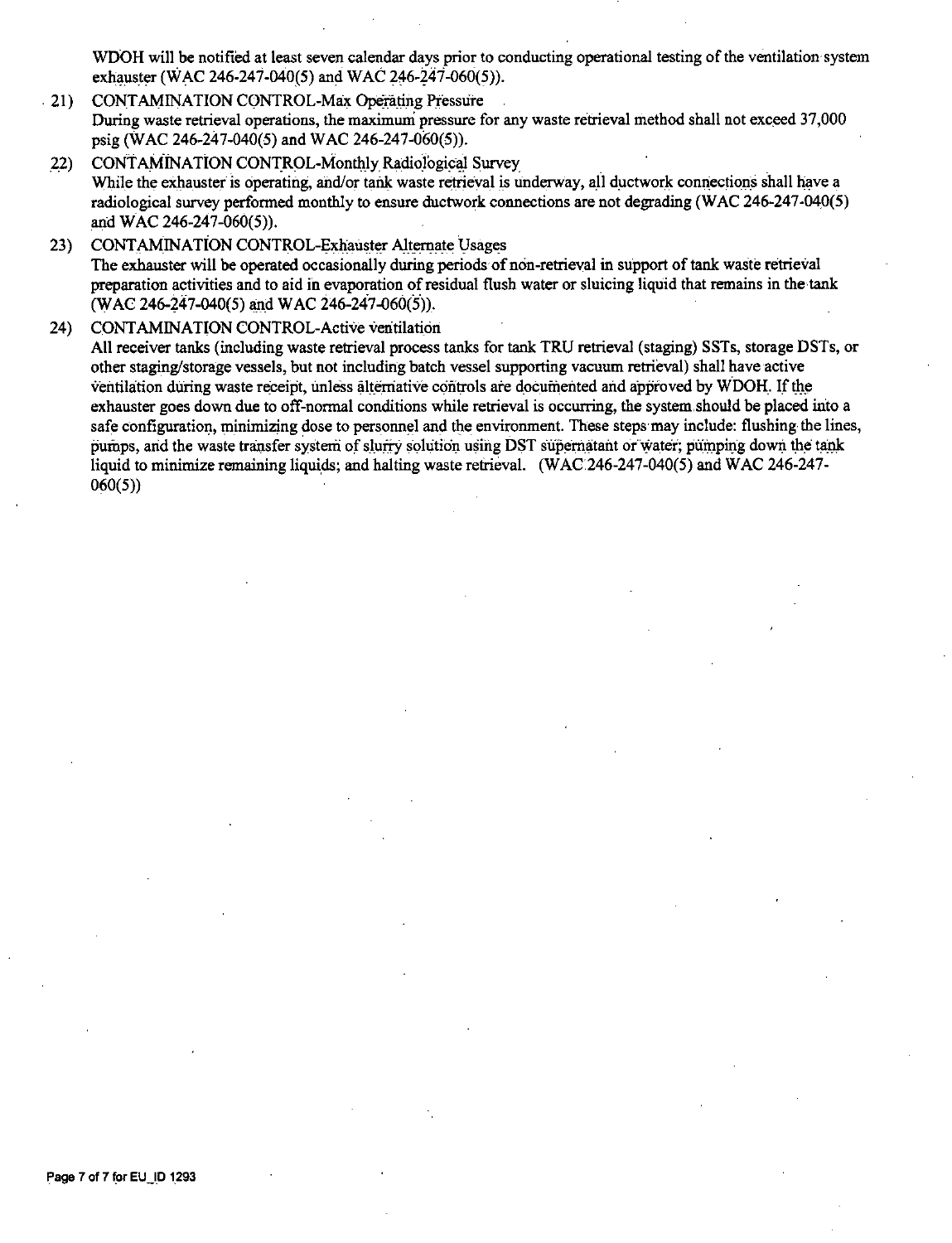WDOH will be notified at least seven calendar days prior to conducting operational testing of the ventilation system exhauster (WAC 246-247-040(5) and WAC 246-247-060(5)).

21) CONTAMINATION CONTROL-Max Operating Pressure
During waste retrieval operations, the maximum pressure for any waste retrieval method shall not exceed 37,000 psig (WAC 246-247-040(5) and WAC 246-247-060(5)).

22) CONTAMINATION CONTROL-Monthly Radiological Survey
While the exhauster is operating, and/or tank waste retrieval is underway, all ductwork connections shall have a radiological survey performed monthly to ensure ductwork connections are not degrading (WAC 246-247-040(5) and WAC 246-247-060(5)).

23) CONTAMINATION CONTROL-Exhauster Alternate Usages
The exhauster will be operated occasionally during periods of non-retrieval in support of tank waste retrieval preparation activities and to aid in evaporation of residual flush water or sluicing liquid that remains in the tank (WAC 246-247-040(5) and WAC 246-247-060(5)).

24) CONTAMINATION CONTROL-Active Ventilation
All receiver tanks (including waste retrieval process tanks for tank TRU retrieval (staging) SSTs, storage DSTs, or other staging/storage vessels, but not including batch vessel supporting vacuum retrieval) shall have active ventilation during waste receipt, unless alternative controls are documented and approved by WDOH. If the exhauster goes down due to off-normal conditions while retrieval is occurring, the system should be placed into a safe configuration, minimizing dose to personnel and the environment. These steps may include: flushing the lines, pumps, and the waste transfer system of slurry solution using DST supernatant or water; pumping down the tank liquid to minimize remaining liquids; and halting waste retrieval. (WAC 246-247-040(5) and WAC 246-247-060(5))